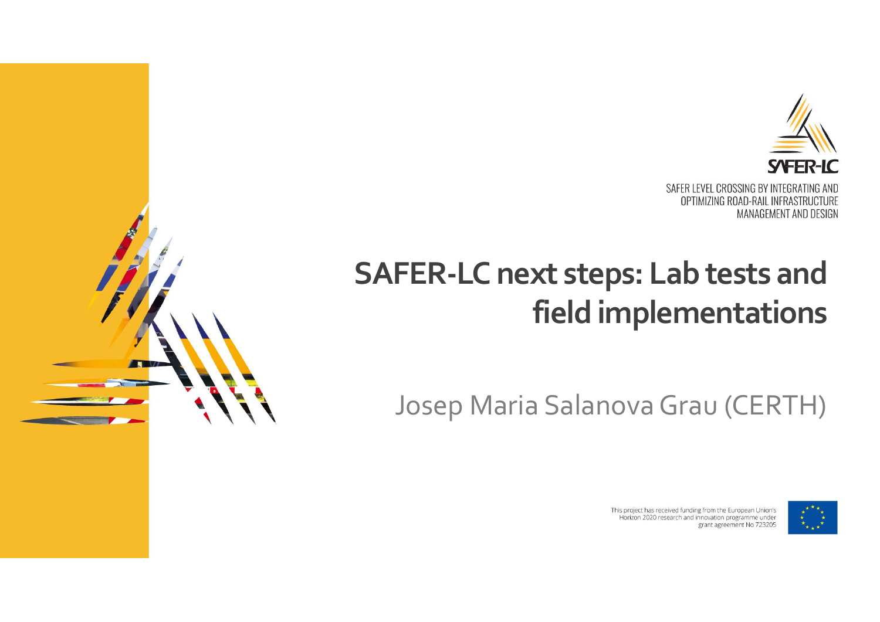SAFER-LC

SAFER LEVEL CROSSING BY INTEGRATING AND OPTIMIZING ROAD-RAIL INFRASTRUCTURE MANAGEMENT AND DESIGN

# SAFER-LC next steps: Lab tests and field implementations

Josep Maria Salanova Grau (CERTH)

This project has received funding from the European Union's Horizon 2020 research and innovation programme under grant agreement No 723205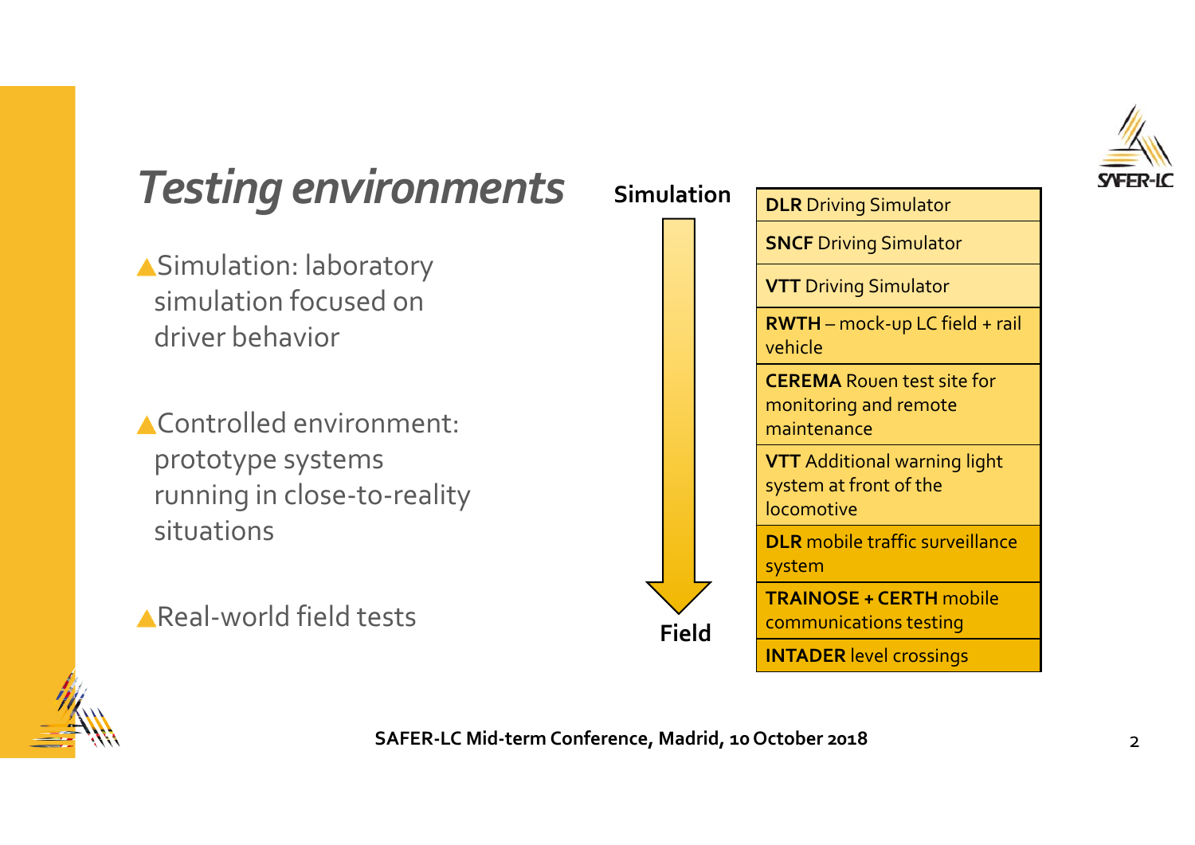# *Testing environments*

- Simulation: laboratory simulation focused on driver behavior
- Controlled environment: prototype systems running in close-to-reality situations
- Real-world field tests

**Simulation** → **Field**

| |
|---|
| **DLR** Driving Simulator |
| **SNCF** Driving Simulator |
| **VTT** Driving Simulator |
| **RWTH** – mock-up LC field + rail vehicle |
| **CEREMA** Rouen test site for monitoring and remote maintenance |
| **VTT** Additional warning light system at front of the locomotive |
| **DLR** mobile traffic surveillance system |
| **TRAINOSE + CERTH** mobile communications testing |
| **INTADER** level crossings |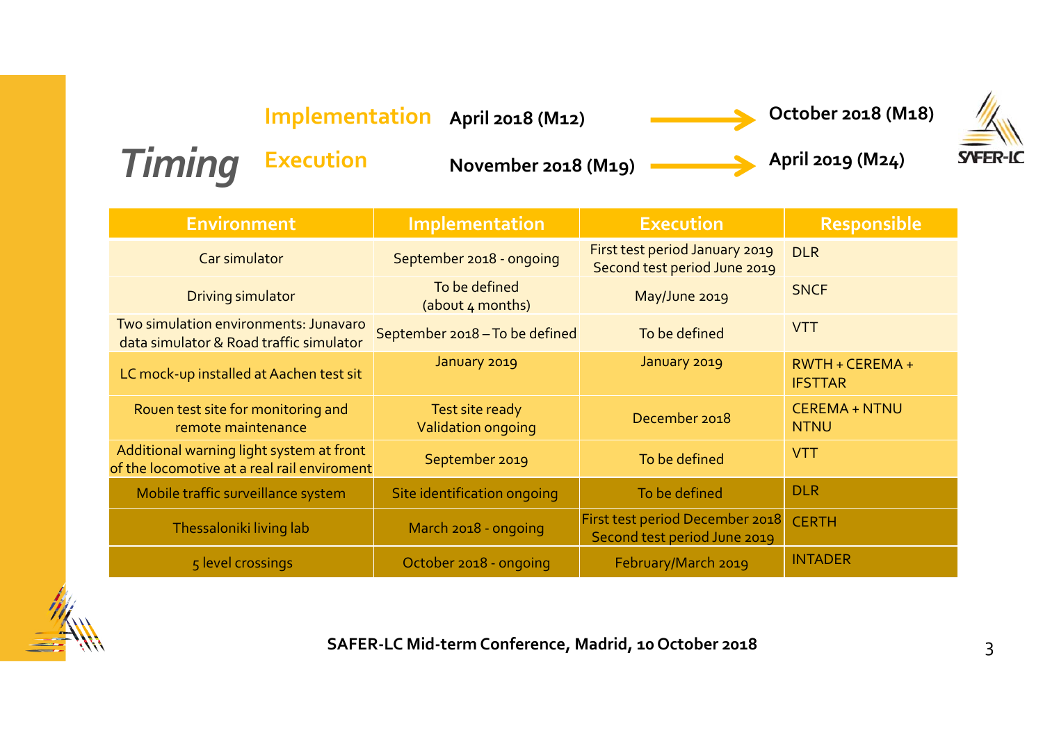# *Timing*

**Implementation** April 2018 (M12) → October 2018 (M18)

**Execution** November 2018 (M19) → April 2019 (M24)

| Environment | Implementation | Execution | Responsible |
|---|---|---|---|
| Car simulator | September 2018 - ongoing | First test period January 2019<br>Second test period June 2019 | DLR |
| Driving simulator | To be defined<br>(about 4 months) | May/June 2019 | SNCF |
| Two simulation environments: Junavaro data simulator & Road traffic simulator | September 2018 – To be defined | To be defined | VTT |
| LC mock-up installed at Aachen test sit | January 2019 | January 2019 | RWTH + CEREMA + IFSTTAR |
| Rouen test site for monitoring and remote maintenance | Test site ready<br>Validation ongoing | December 2018 | CEREMA + NTNU<br>NTNU |
| Additional warning light system at front of the locomotive at a real rail enviroment | September 2019 | To be defined | VTT |
| Mobile traffic surveillance system | Site identification ongoing | To be defined | DLR |
| Thessaloniki living lab | March 2018 - ongoing | First test period December 2018<br>Second test period June 2019 | CERTH |
| 5 level crossings | October 2018 - ongoing | February/March 2019 | INTADER |

**SAFER-LC Mid-term Conference, Madrid, 10 October 2018**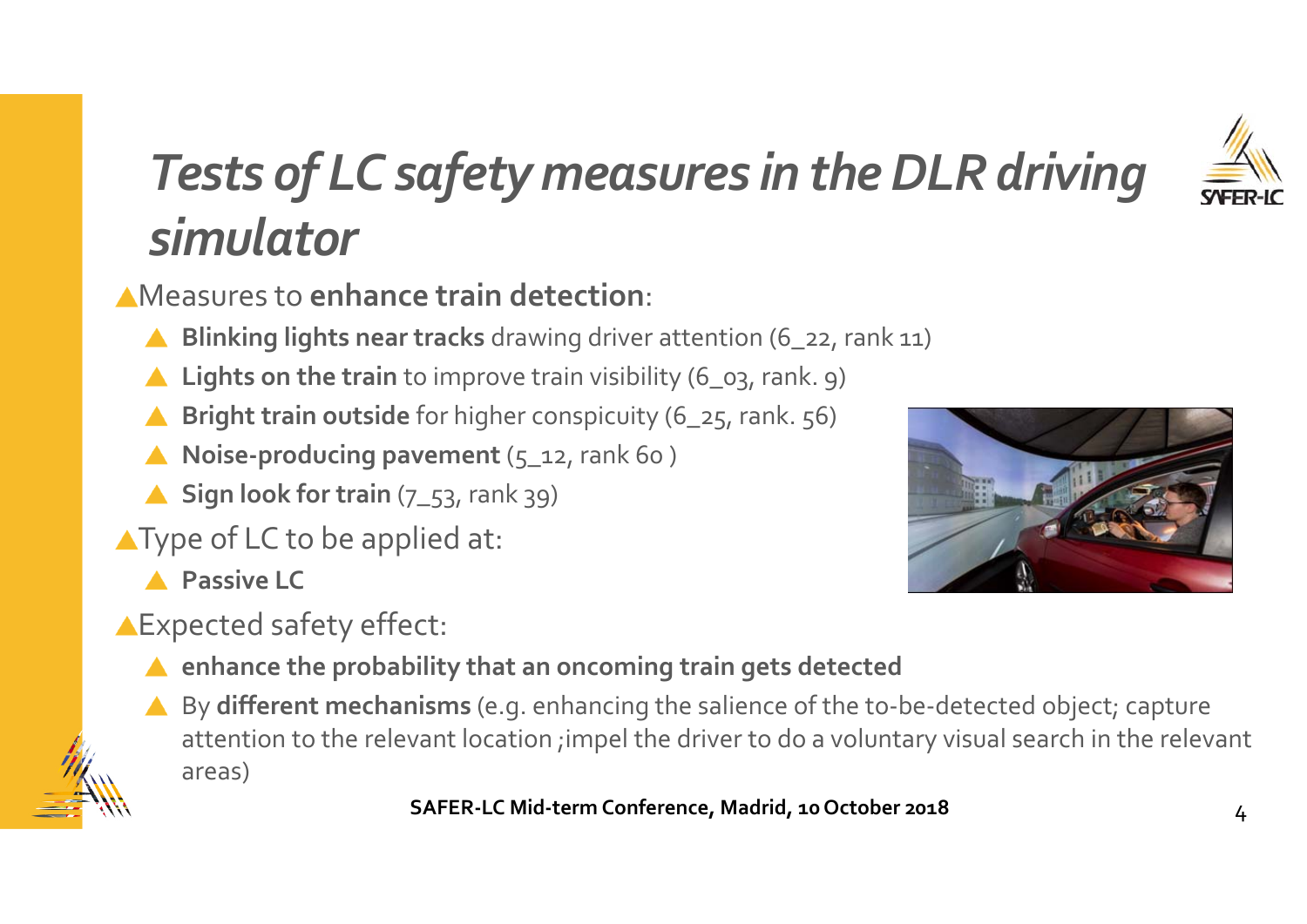# *Tests of LC safety measures in the DLR driving simulator*

- Measures to **enhance train detection**:
  - **Blinking lights near tracks** drawing driver attention (6_22, rank 11)
  - **Lights on the train** to improve train visibility (6_03, rank. 9)
  - **Bright train outside** for higher conspicuity (6_25, rank. 56)
  - **Noise-producing pavement** (5_12, rank 60 )
  - **Sign look for train** (7_53, rank 39)
- Type of LC to be applied at:
  - **Passive LC**
- Expected safety effect:
  - **enhance the probability that an oncoming train gets detected**
  - By **different mechanisms** (e.g. enhancing the salience of the to-be-detected object; capture attention to the relevant location ;impel the driver to do a voluntary visual search in the relevant areas)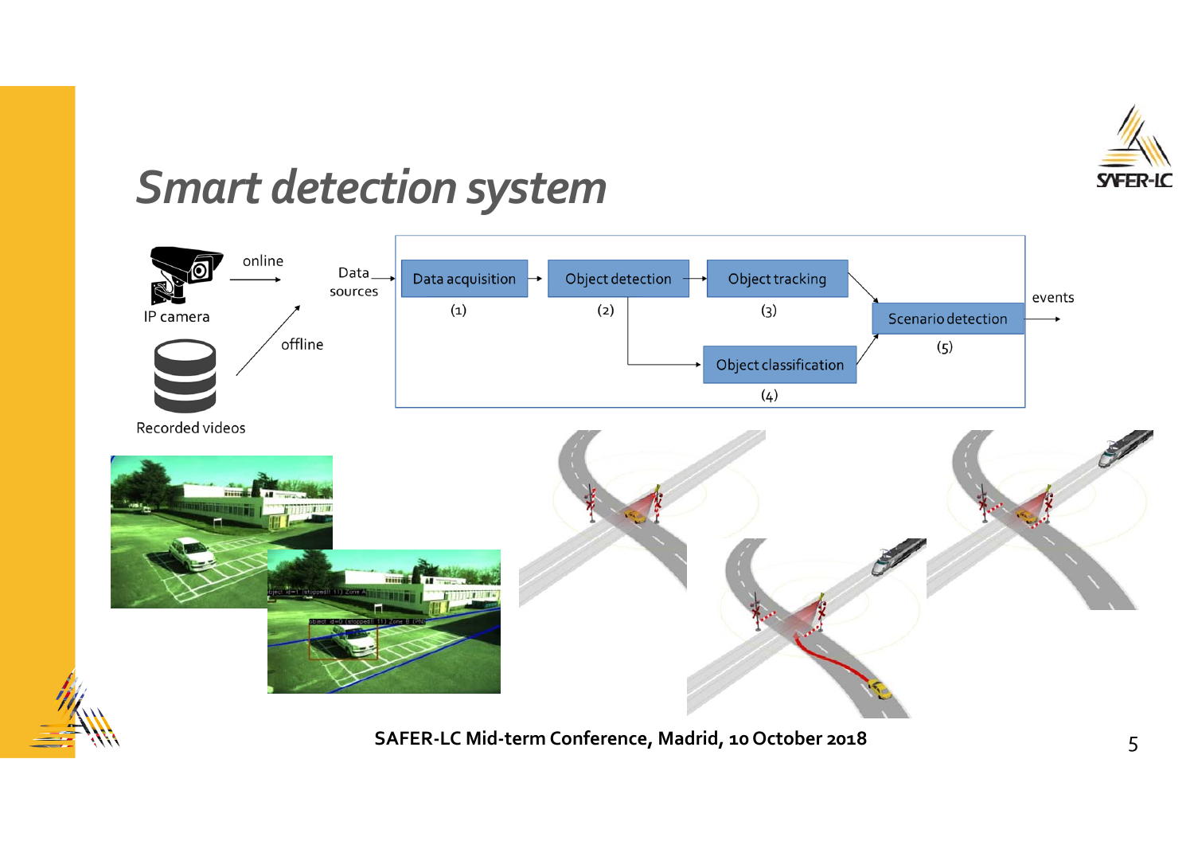# *Smart detection system*

- IP camera → online → Data sources
- Recorded videos → offline → Data sources

Data sources → Data acquisition (1) → Object detection (2) → Object tracking (3) → Scenario detection (5) → events

Object detection (2) → Object classification (4) → Scenario detection (5)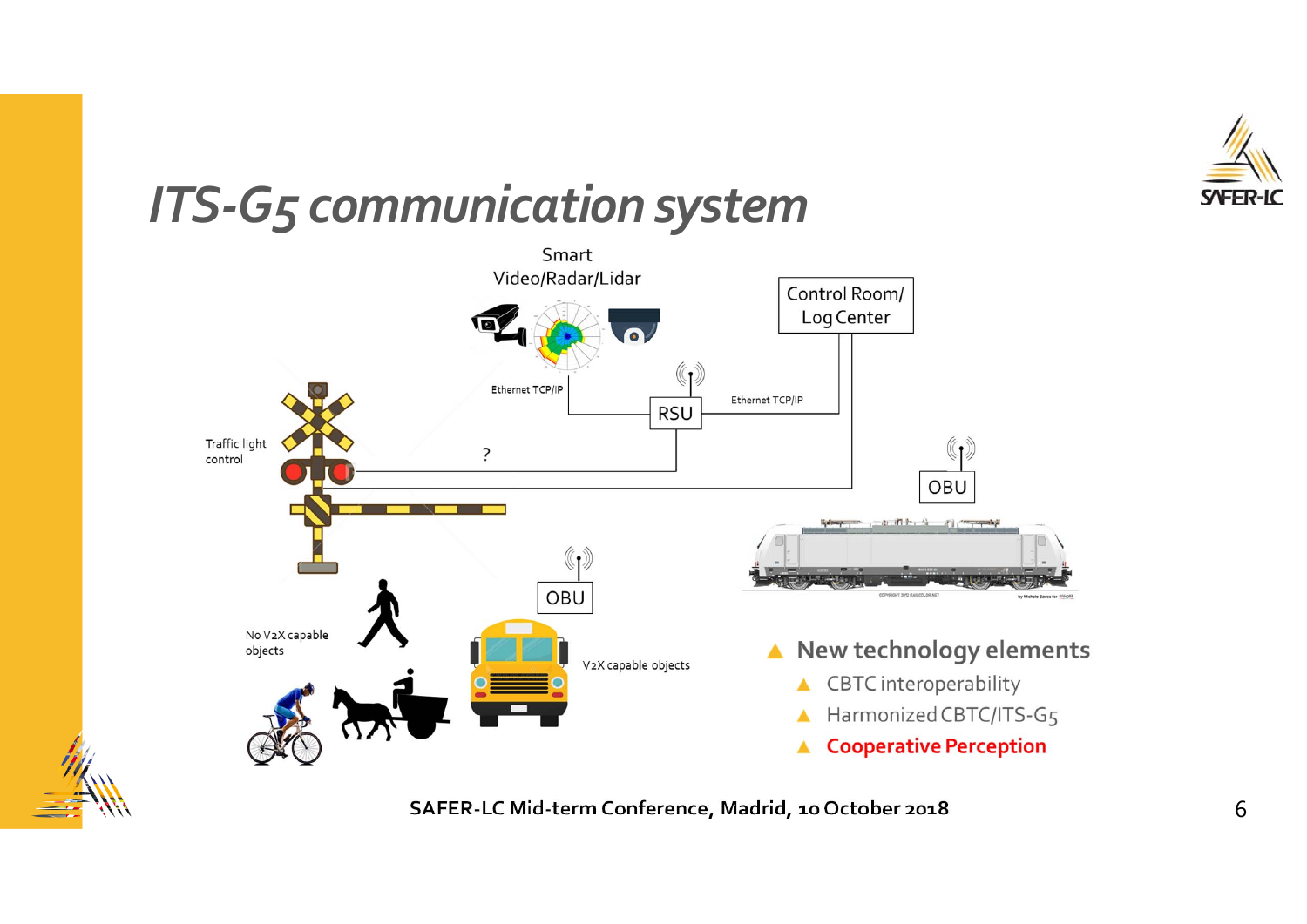# ITS-G5 communication system

Smart Video/Radar/Lidar

Control Room/ Log Center

Ethernet TCP/IP

RSU

Ethernet TCP/IP

Traffic light control

?

OBU

OBU

No V2X capable objects

V2X capable objects

- New technology elements
  - CBTC interoperability
  - Harmonized CBTC/ITS-G5
  - Cooperative Perception

SAFER-LC Mid-term Conference, Madrid, 10 October 2018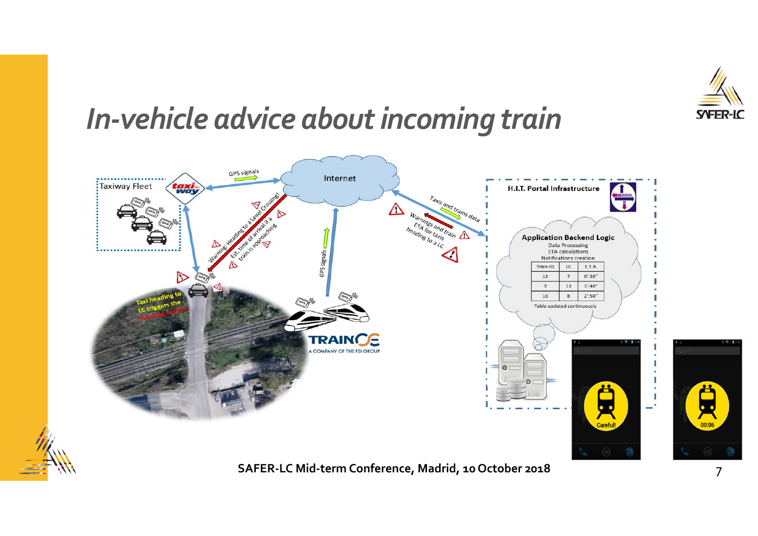# In-vehicle advice about incoming train

Taxiway Fleet

GPS signals

Internet

Warning: Heading to a Level Crossing! Est. time of arrival if a train is approaching

GPS signals

Taxis and trains data

Warnings and train ETA for taxis heading to a LC

H.I.T. Portal Infrastructure

Application Backend Logic

Data Processing
ETA calculations
Notifications creation

| Train ID | LC | E.T.A. |
|---|---|---|
| 13 | 7 | 0':30" |
| 3 | 13 | 1':40" |
| 13 | 8 | 2':50" |

Table updated continuously

Taxi heading to LC triggers the warning system

TRAINOSE
A COMPANY OF THE FSI GROUP

Careful!

00:06

SAFER-LC Mid-term Conference, Madrid, 10 October 2018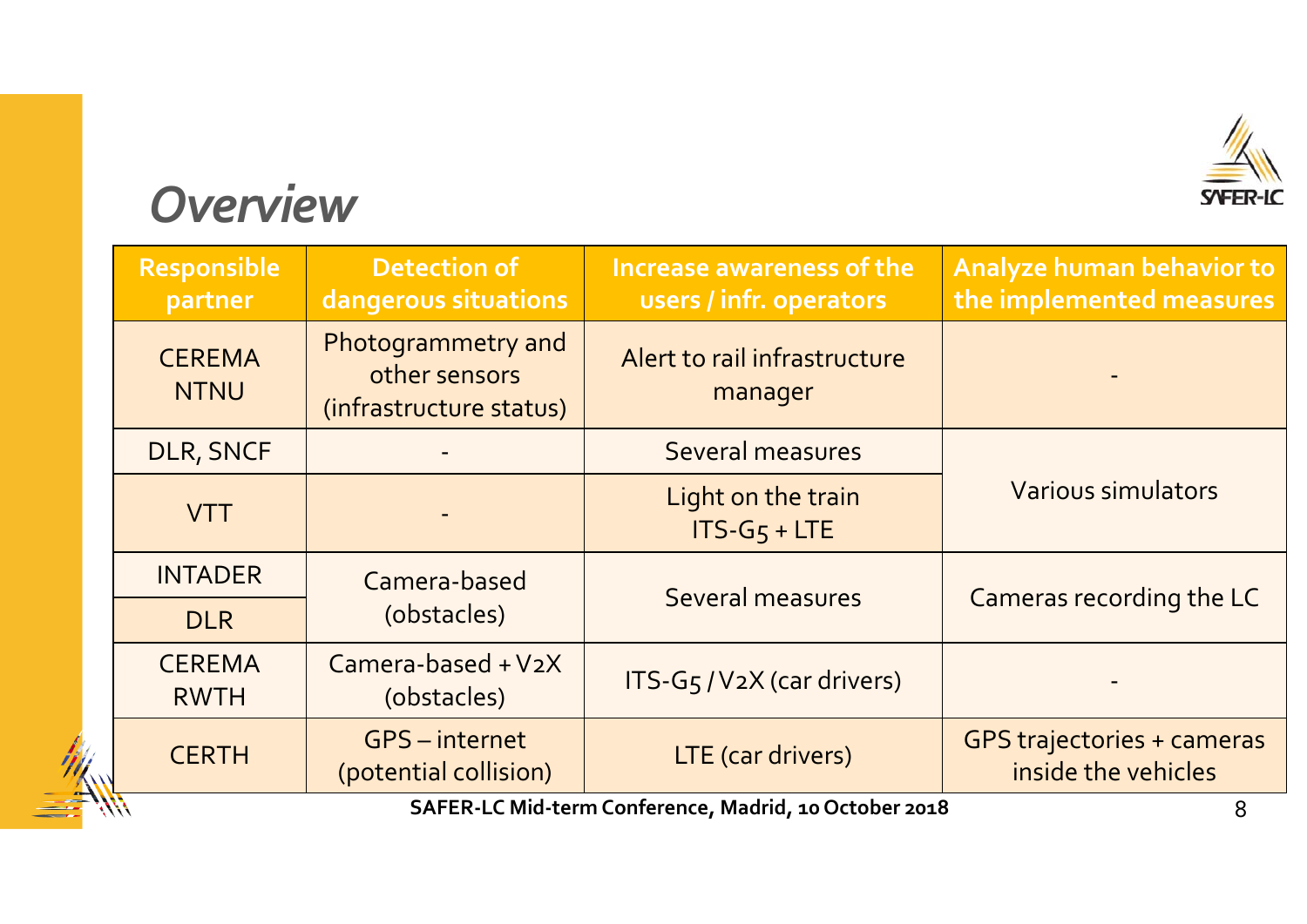# *Overview*

| Responsible partner | Detection of dangerous situations | Increase awareness of the users / infr. operators | Analyze human behavior to the implemented measures |
|---|---|---|---|
| CEREMA NTNU | Photogrammetry and other sensors (infrastructure status) | Alert to rail infrastructure manager | - |
| DLR, SNCF | - | Several measures | Various simulators |
| VTT | - | Light on the train ITS-G5 + LTE | |
| INTADER | Camera-based (obstacles) | Several measures | Cameras recording the LC |
| DLR | | | |
| CEREMA RWTH | Camera-based + V2X (obstacles) | ITS-G5 / V2X (car drivers) | - |
| CERTH | GPS – internet (potential collision) | LTE (car drivers) | GPS trajectories + cameras inside the vehicles |

**SAFER-LC Mid-term Conference, Madrid, 10 October 2018**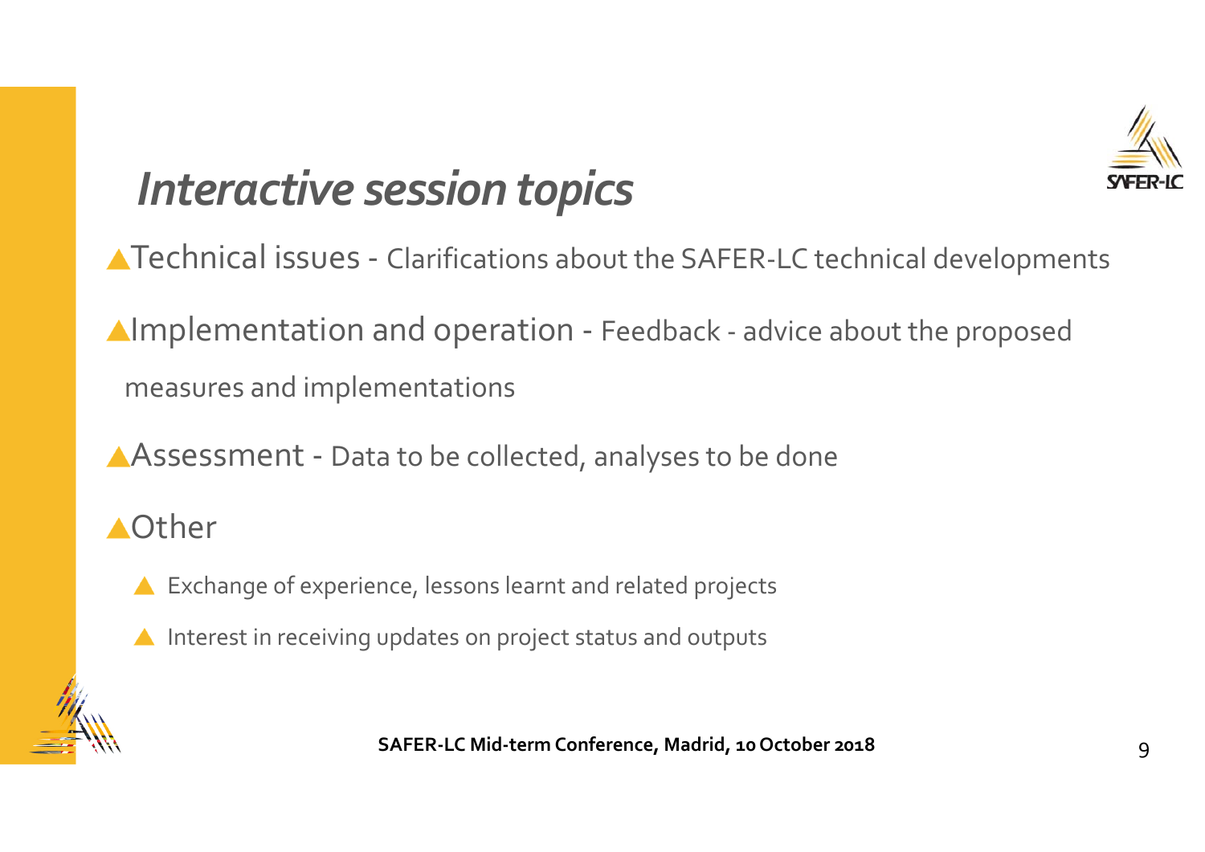# *Interactive session topics*

- Technical issues - Clarifications about the SAFER-LC technical developments
- Implementation and operation - Feedback - advice about the proposed measures and implementations
- Assessment - Data to be collected, analyses to be done
- Other
  - Exchange of experience, lessons learnt and related projects
  - Interest in receiving updates on project status and outputs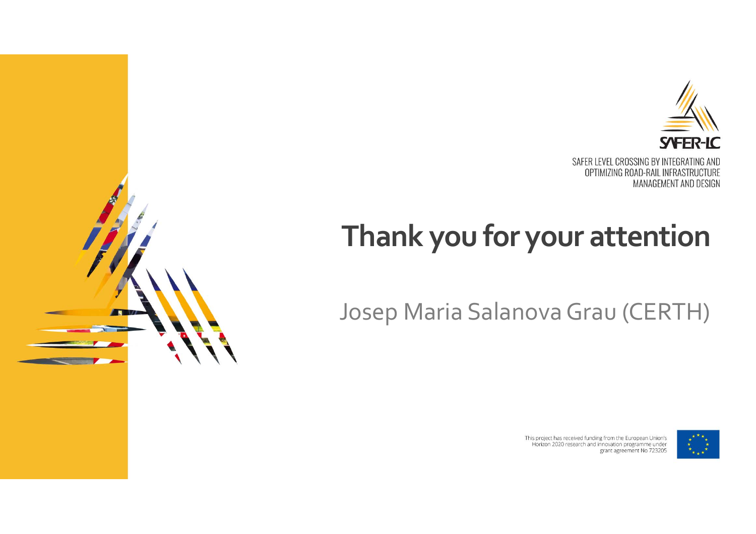SAFER-LC

SAFER LEVEL CROSSING BY INTEGRATING AND OPTIMIZING ROAD-RAIL INFRASTRUCTURE MANAGEMENT AND DESIGN

# Thank you for your attention

Josep Maria Salanova Grau (CERTH)

This project has received funding from the European Union's Horizon 2020 research and innovation programme under grant agreement No 723205